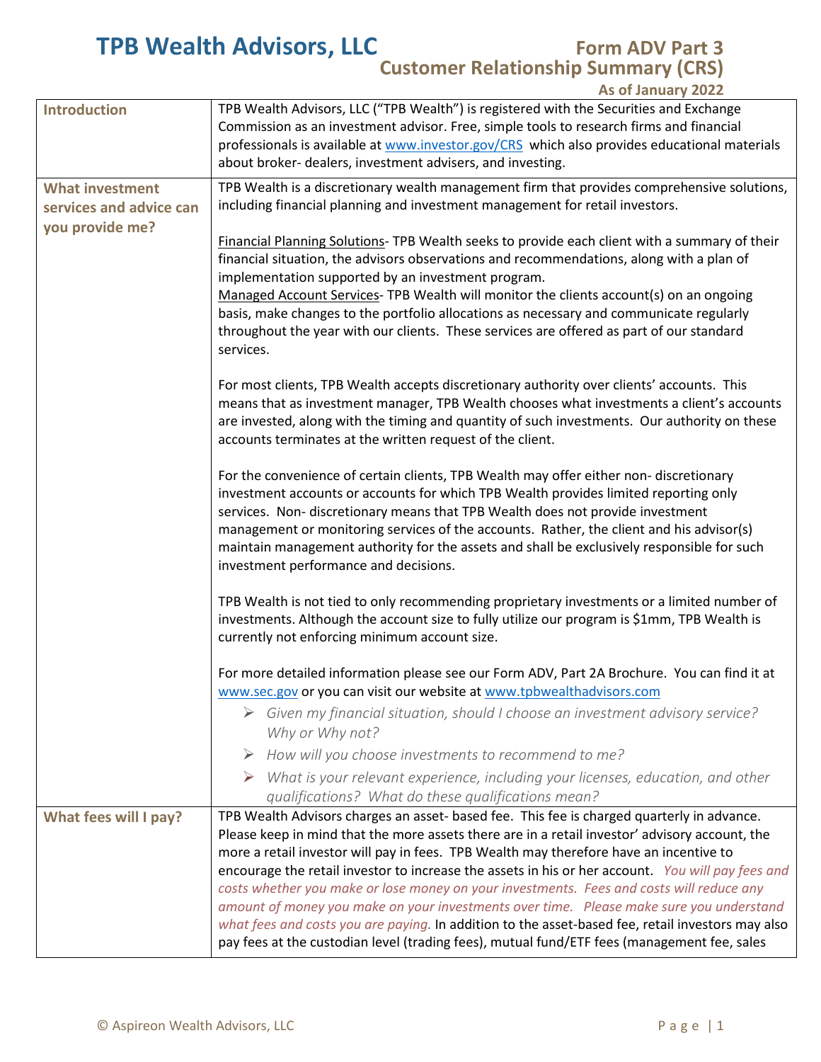# TPB Wealth Advisors, LLC

## Form ADV Part 3 Customer Relationship Summary (CRS)

**As of January 2022**

| | |
|---|---|
| **Introduction** | TPB Wealth Advisors, LLC ("TPB Wealth") is registered with the Securities and Exchange Commission as an investment advisor. Free, simple tools to research firms and financial professionals is available at www.investor.gov/CRS which also provides educational materials about broker- dealers, investment advisers, and investing. |
| **What investment services and advice can you provide me?** | TPB Wealth is a discretionary wealth management firm that provides comprehensive solutions, including financial planning and investment management for retail investors.<br><br>Financial Planning Solutions- TPB Wealth seeks to provide each client with a summary of their financial situation, the advisors observations and recommendations, along with a plan of implementation supported by an investment program.<br>Managed Account Services- TPB Wealth will monitor the clients account(s) on an ongoing basis, make changes to the portfolio allocations as necessary and communicate regularly throughout the year with our clients. These services are offered as part of our standard services.<br><br>For most clients, TPB Wealth accepts discretionary authority over clients' accounts. This means that as investment manager, TPB Wealth chooses what investments a client's accounts are invested, along with the timing and quantity of such investments. Our authority on these accounts terminates at the written request of the client.<br><br>For the convenience of certain clients, TPB Wealth may offer either non- discretionary investment accounts or accounts for which TPB Wealth provides limited reporting only services. Non- discretionary means that TPB Wealth does not provide investment management or monitoring services of the accounts. Rather, the client and his advisor(s) maintain management authority for the assets and shall be exclusively responsible for such investment performance and decisions.<br><br>TPB Wealth is not tied to only recommending proprietary investments or a limited number of investments. Although the account size to fully utilize our program is $1mm, TPB Wealth is currently not enforcing minimum account size.<br><br>For more detailed information please see our Form ADV, Part 2A Brochure. You can find it at www.sec.gov or you can visit our website at www.tpbwealthadvisors.com<br>➢ *Given my financial situation, should I choose an investment advisory service? Why or Why not?*<br>➢ *How will you choose investments to recommend to me?*<br>➢ *What is your relevant experience, including your licenses, education, and other qualifications? What do these qualifications mean?* |
| **What fees will I pay?** | TPB Wealth Advisors charges an asset- based fee. This fee is charged quarterly in advance. Please keep in mind that the more assets there are in a retail investor' advisory account, the more a retail investor will pay in fees. TPB Wealth may therefore have an incentive to encourage the retail investor to increase the assets in his or her account. *You will pay fees and costs whether you make or lose money on your investments. Fees and costs will reduce any amount of money you make on your investments over time. Please make sure you understand what fees and costs you are paying.* In addition to the asset-based fee, retail investors may also pay fees at the custodian level (trading fees), mutual fund/ETF fees (management fee, sales |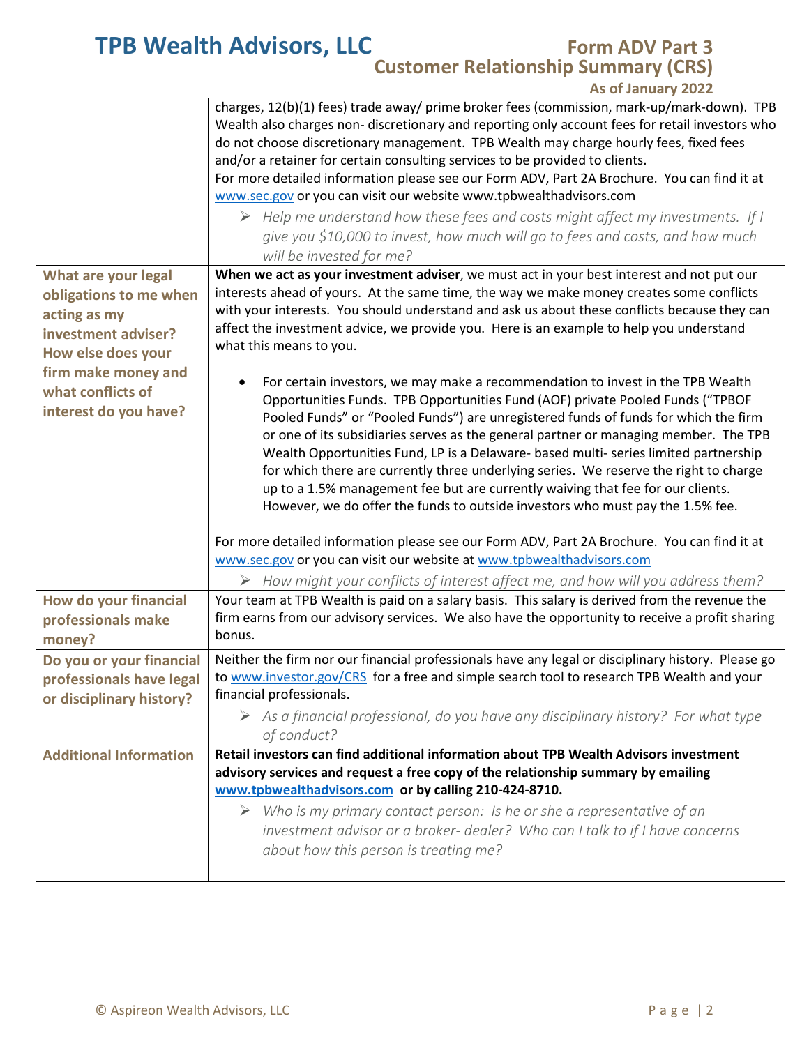| | |
|---|---|
| | charges, 12(b)(1) fees) trade away/ prime broker fees (commission, mark-up/mark-down). TPB Wealth also charges non- discretionary and reporting only account fees for retail investors who do not choose discretionary management. TPB Wealth may charge hourly fees, fixed fees and/or a retainer for certain consulting services to be provided to clients.<br>For more detailed information please see our Form ADV, Part 2A Brochure. You can find it at www.sec.gov or you can visit our website www.tpbwealthadvisors.com<br>➢ *Help me understand how these fees and costs might affect my investments. If I give you $10,000 to invest, how much will go to fees and costs, and how much will be invested for me?* |
| **What are your legal obligations to me when acting as my investment adviser? How else does your firm make money and what conflicts of interest do you have?** | **When we act as your investment adviser**, we must act in your best interest and not put our interests ahead of yours. At the same time, the way we make money creates some conflicts with your interests. You should understand and ask us about these conflicts because they can affect the investment advice, we provide you. Here is an example to help you understand what this means to you.<br>• For certain investors, we may make a recommendation to invest in the TPB Wealth Opportunities Funds. TPB Opportunities Fund (AOF) private Pooled Funds ("TPBOF Pooled Funds" or "Pooled Funds") are unregistered funds of funds for which the firm or one of its subsidiaries serves as the general partner or managing member. The TPB Wealth Opportunities Fund, LP is a Delaware- based multi- series limited partnership for which there are currently three underlying series. We reserve the right to charge up to a 1.5% management fee but are currently waiving that fee for our clients. However, we do offer the funds to outside investors who must pay the 1.5% fee.<br>For more detailed information please see our Form ADV, Part 2A Brochure. You can find it at www.sec.gov or you can visit our website at www.tpbwealthadvisors.com<br>➢ *How might your conflicts of interest affect me, and how will you address them?* |
| **How do your financial professionals make money?** | Your team at TPB Wealth is paid on a salary basis. This salary is derived from the revenue the firm earns from our advisory services. We also have the opportunity to receive a profit sharing bonus. |
| **Do you or your financial professionals have legal or disciplinary history?** | Neither the firm nor our financial professionals have any legal or disciplinary history. Please go to www.investor.gov/CRS for a free and simple search tool to research TPB Wealth and your financial professionals.<br>➢ *As a financial professional, do you have any disciplinary history? For what type of conduct?* |
| **Additional Information** | **Retail investors can find additional information about TPB Wealth Advisors investment advisory services and request a free copy of the relationship summary by emailing www.tpbwealthadvisors.com or by calling 210-424-8710.**<br>➢ *Who is my primary contact person: Is he or she a representative of an investment advisor or a broker- dealer? Who can I talk to if I have concerns about how this person is treating me?* |